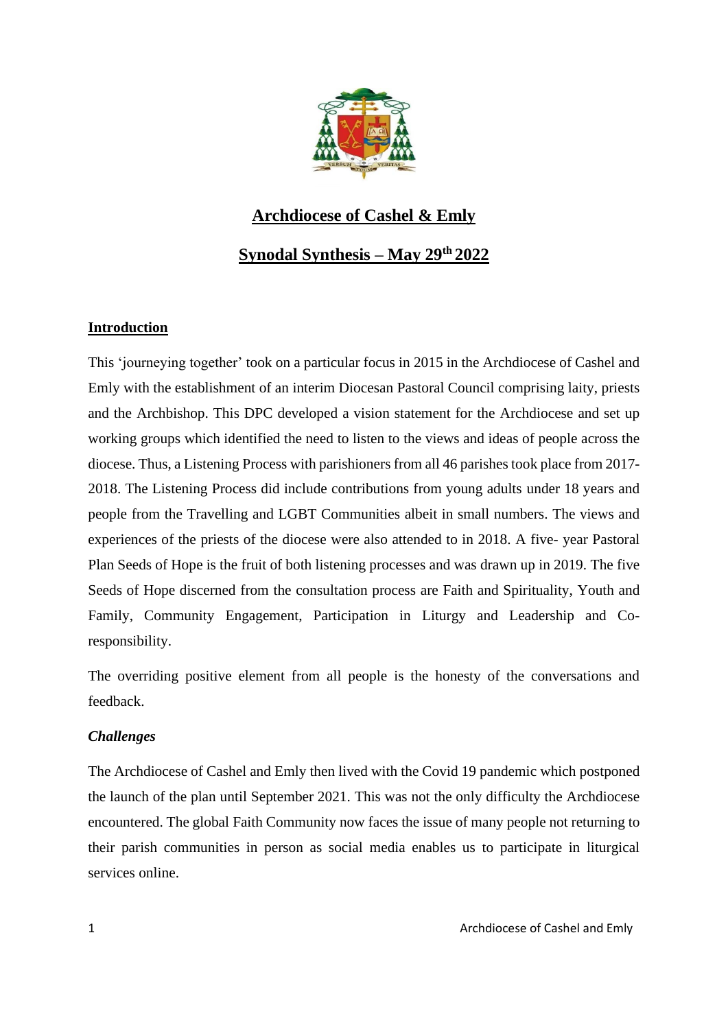# Archdiocese of Cashel & Emly

## Synodal Synthesis – May 29th 2022

### Introduction

This 'journeying together' took on a particular focus in 2015 in the Archdiocese of Cashel and Emly with the establishment of an interim Diocesan Pastoral Council comprising laity, priests and the Archbishop. This DPC developed a vision statement for the Archdiocese and set up working groups which identified the need to listen to the views and ideas of people across the diocese. Thus, a Listening Process with parishioners from all 46 parishes took place from 2017-2018. The Listening Process did include contributions from young adults under 18 years and people from the Travelling and LGBT Communities albeit in small numbers. The views and experiences of the priests of the diocese were also attended to in 2018. A five- year Pastoral Plan Seeds of Hope is the fruit of both listening processes and was drawn up in 2019. The five Seeds of Hope discerned from the consultation process are Faith and Spirituality, Youth and Family, Community Engagement, Participation in Liturgy and Leadership and Co-responsibility.

The overriding positive element from all people is the honesty of the conversations and feedback.

***Challenges***

The Archdiocese of Cashel and Emly then lived with the Covid 19 pandemic which postponed the launch of the plan until September 2021. This was not the only difficulty the Archdiocese encountered. The global Faith Community now faces the issue of many people not returning to their parish communities in person as social media enables us to participate in liturgical services online.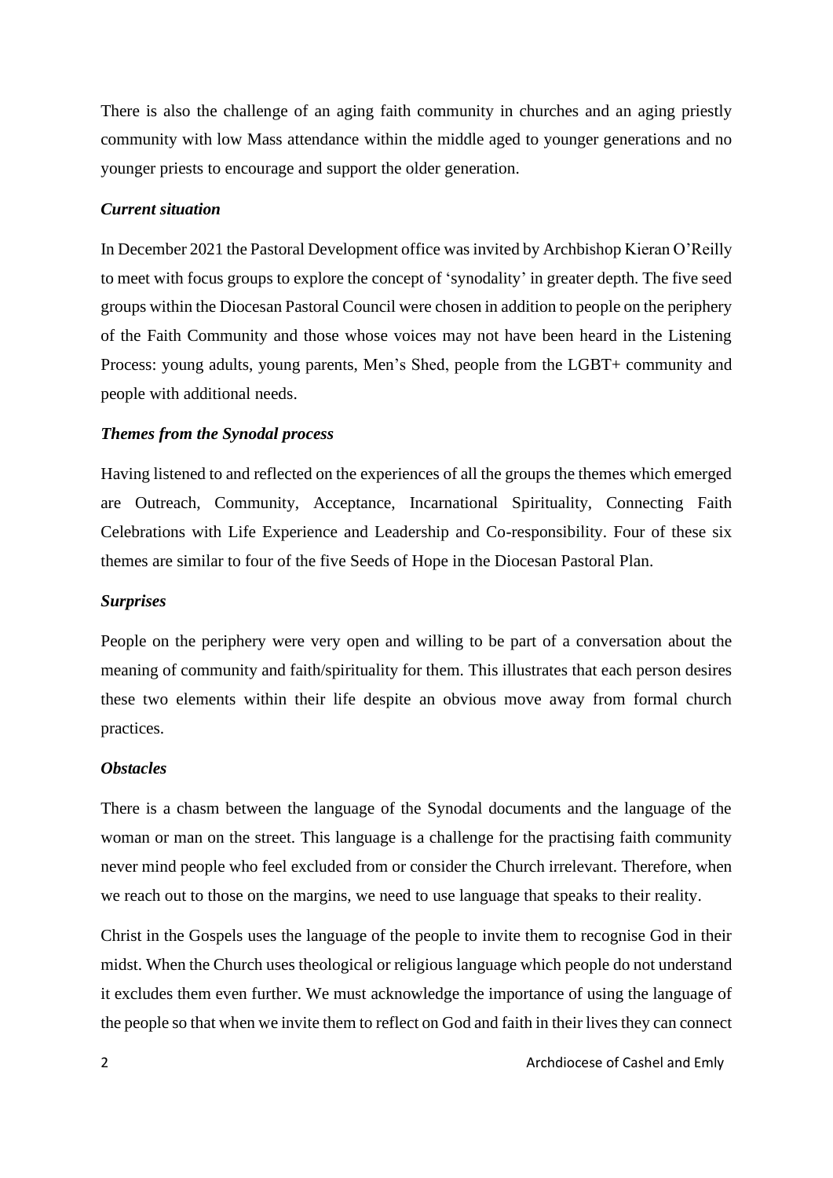There is also the challenge of an aging faith community in churches and an aging priestly community with low Mass attendance within the middle aged to younger generations and no younger priests to encourage and support the older generation.

***Current situation***

In December 2021 the Pastoral Development office was invited by Archbishop Kieran O'Reilly to meet with focus groups to explore the concept of 'synodality' in greater depth. The five seed groups within the Diocesan Pastoral Council were chosen in addition to people on the periphery of the Faith Community and those whose voices may not have been heard in the Listening Process: young adults, young parents, Men's Shed, people from the LGBT+ community and people with additional needs.

***Themes from the Synodal process***

Having listened to and reflected on the experiences of all the groups the themes which emerged are Outreach, Community, Acceptance, Incarnational Spirituality, Connecting Faith Celebrations with Life Experience and Leadership and Co-responsibility. Four of these six themes are similar to four of the five Seeds of Hope in the Diocesan Pastoral Plan.

***Surprises***

People on the periphery were very open and willing to be part of a conversation about the meaning of community and faith/spirituality for them. This illustrates that each person desires these two elements within their life despite an obvious move away from formal church practices.

***Obstacles***

There is a chasm between the language of the Synodal documents and the language of the woman or man on the street. This language is a challenge for the practising faith community never mind people who feel excluded from or consider the Church irrelevant. Therefore, when we reach out to those on the margins, we need to use language that speaks to their reality.

Christ in the Gospels uses the language of the people to invite them to recognise God in their midst. When the Church uses theological or religious language which people do not understand it excludes them even further. We must acknowledge the importance of using the language of the people so that when we invite them to reflect on God and faith in their lives they can connect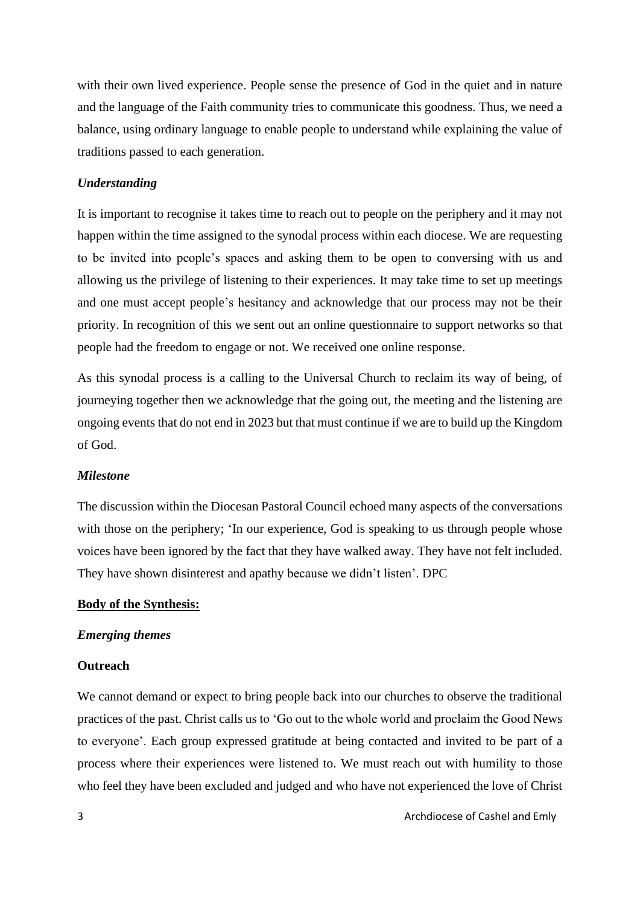with their own lived experience. People sense the presence of God in the quiet and in nature and the language of the Faith community tries to communicate this goodness. Thus, we need a balance, using ordinary language to enable people to understand while explaining the value of traditions passed to each generation.

***Understanding***

It is important to recognise it takes time to reach out to people on the periphery and it may not happen within the time assigned to the synodal process within each diocese. We are requesting to be invited into people's spaces and asking them to be open to conversing with us and allowing us the privilege of listening to their experiences. It may take time to set up meetings and one must accept people's hesitancy and acknowledge that our process may not be their priority. In recognition of this we sent out an online questionnaire to support networks so that people had the freedom to engage or not. We received one online response.

As this synodal process is a calling to the Universal Church to reclaim its way of being, of journeying together then we acknowledge that the going out, the meeting and the listening are ongoing events that do not end in 2023 but that must continue if we are to build up the Kingdom of God.

***Milestone***

The discussion within the Diocesan Pastoral Council echoed many aspects of the conversations with those on the periphery; 'In our experience, God is speaking to us through people whose voices have been ignored by the fact that they have walked away. They have not felt included. They have shown disinterest and apathy because we didn't listen'. DPC

**<u>Body of the Synthesis:</u>**

***Emerging themes***

**Outreach**

We cannot demand or expect to bring people back into our churches to observe the traditional practices of the past. Christ calls us to 'Go out to the whole world and proclaim the Good News to everyone'. Each group expressed gratitude at being contacted and invited to be part of a process where their experiences were listened to. We must reach out with humility to those who feel they have been excluded and judged and who have not experienced the love of Christ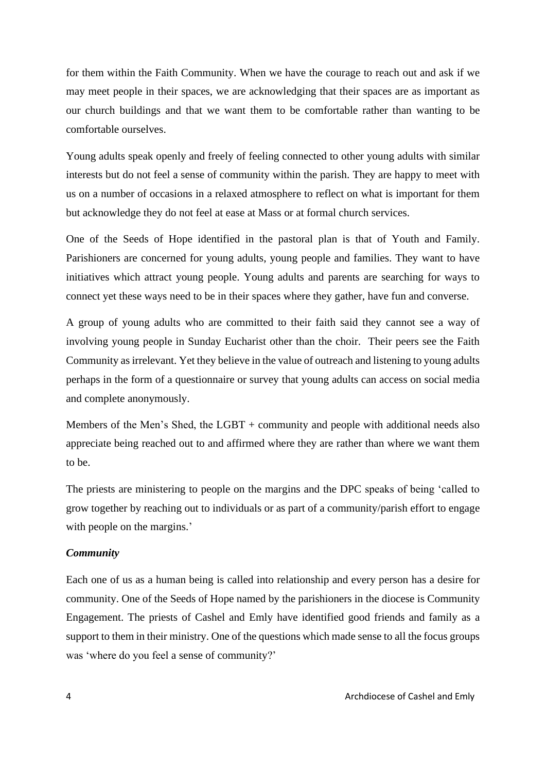for them within the Faith Community. When we have the courage to reach out and ask if we may meet people in their spaces, we are acknowledging that their spaces are as important as our church buildings and that we want them to be comfortable rather than wanting to be comfortable ourselves.

Young adults speak openly and freely of feeling connected to other young adults with similar interests but do not feel a sense of community within the parish. They are happy to meet with us on a number of occasions in a relaxed atmosphere to reflect on what is important for them but acknowledge they do not feel at ease at Mass or at formal church services.

One of the Seeds of Hope identified in the pastoral plan is that of Youth and Family. Parishioners are concerned for young adults, young people and families. They want to have initiatives which attract young people. Young adults and parents are searching for ways to connect yet these ways need to be in their spaces where they gather, have fun and converse.

A group of young adults who are committed to their faith said they cannot see a way of involving young people in Sunday Eucharist other than the choir. Their peers see the Faith Community as irrelevant. Yet they believe in the value of outreach and listening to young adults perhaps in the form of a questionnaire or survey that young adults can access on social media and complete anonymously.

Members of the Men's Shed, the LGBT + community and people with additional needs also appreciate being reached out to and affirmed where they are rather than where we want them to be.

The priests are ministering to people on the margins and the DPC speaks of being 'called to grow together by reaching out to individuals or as part of a community/parish effort to engage with people on the margins.'

***Community***

Each one of us as a human being is called into relationship and every person has a desire for community. One of the Seeds of Hope named by the parishioners in the diocese is Community Engagement. The priests of Cashel and Emly have identified good friends and family as a support to them in their ministry. One of the questions which made sense to all the focus groups was 'where do you feel a sense of community?'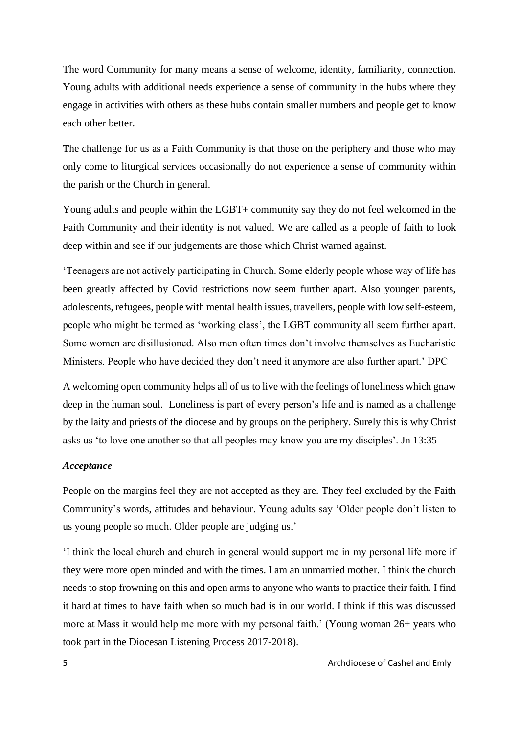The word Community for many means a sense of welcome, identity, familiarity, connection. Young adults with additional needs experience a sense of community in the hubs where they engage in activities with others as these hubs contain smaller numbers and people get to know each other better.

The challenge for us as a Faith Community is that those on the periphery and those who may only come to liturgical services occasionally do not experience a sense of community within the parish or the Church in general.

Young adults and people within the LGBT+ community say they do not feel welcomed in the Faith Community and their identity is not valued. We are called as a people of faith to look deep within and see if our judgements are those which Christ warned against.

'Teenagers are not actively participating in Church. Some elderly people whose way of life has been greatly affected by Covid restrictions now seem further apart. Also younger parents, adolescents, refugees, people with mental health issues, travellers, people with low self-esteem, people who might be termed as 'working class', the LGBT community all seem further apart. Some women are disillusioned. Also men often times don't involve themselves as Eucharistic Ministers. People who have decided they don't need it anymore are also further apart.' DPC

A welcoming open community helps all of us to live with the feelings of loneliness which gnaw deep in the human soul. Loneliness is part of every person's life and is named as a challenge by the laity and priests of the diocese and by groups on the periphery. Surely this is why Christ asks us 'to love one another so that all peoples may know you are my disciples'. Jn 13:35

### *Acceptance*

People on the margins feel they are not accepted as they are. They feel excluded by the Faith Community's words, attitudes and behaviour. Young adults say 'Older people don't listen to us young people so much. Older people are judging us.'

'I think the local church and church in general would support me in my personal life more if they were more open minded and with the times. I am an unmarried mother. I think the church needs to stop frowning on this and open arms to anyone who wants to practice their faith. I find it hard at times to have faith when so much bad is in our world. I think if this was discussed more at Mass it would help me more with my personal faith.' (Young woman 26+ years who took part in the Diocesan Listening Process 2017-2018).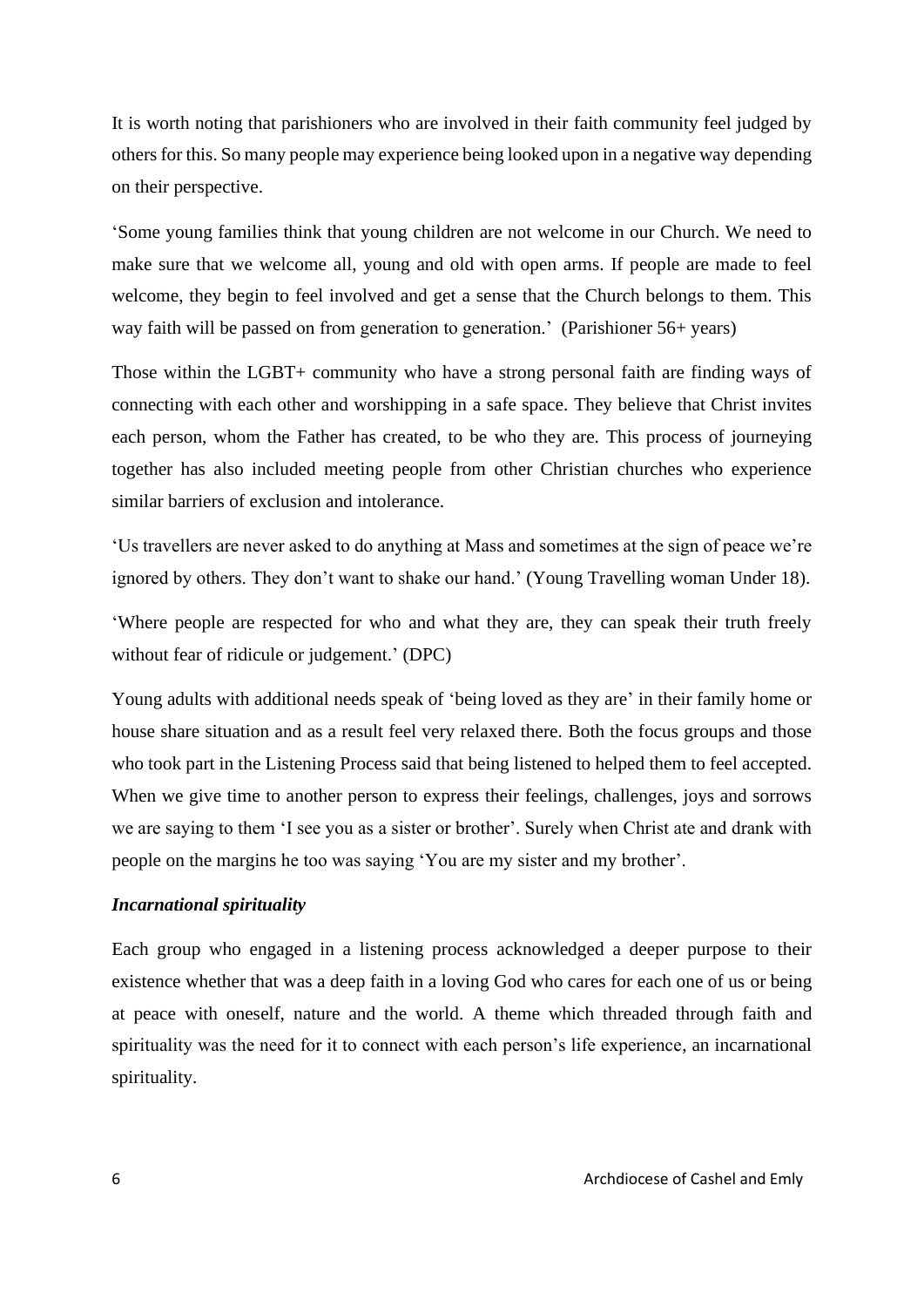It is worth noting that parishioners who are involved in their faith community feel judged by others for this. So many people may experience being looked upon in a negative way depending on their perspective.

'Some young families think that young children are not welcome in our Church. We need to make sure that we welcome all, young and old with open arms. If people are made to feel welcome, they begin to feel involved and get a sense that the Church belongs to them. This way faith will be passed on from generation to generation.' (Parishioner 56+ years)

Those within the LGBT+ community who have a strong personal faith are finding ways of connecting with each other and worshipping in a safe space. They believe that Christ invites each person, whom the Father has created, to be who they are. This process of journeying together has also included meeting people from other Christian churches who experience similar barriers of exclusion and intolerance.

'Us travellers are never asked to do anything at Mass and sometimes at the sign of peace we're ignored by others. They don't want to shake our hand.' (Young Travelling woman Under 18).

'Where people are respected for who and what they are, they can speak their truth freely without fear of ridicule or judgement.' (DPC)

Young adults with additional needs speak of 'being loved as they are' in their family home or house share situation and as a result feel very relaxed there. Both the focus groups and those who took part in the Listening Process said that being listened to helped them to feel accepted. When we give time to another person to express their feelings, challenges, joys and sorrows we are saying to them 'I see you as a sister or brother'. Surely when Christ ate and drank with people on the margins he too was saying 'You are my sister and my brother'.

***Incarnational spirituality***

Each group who engaged in a listening process acknowledged a deeper purpose to their existence whether that was a deep faith in a loving God who cares for each one of us or being at peace with oneself, nature and the world. A theme which threaded through faith and spirituality was the need for it to connect with each person's life experience, an incarnational spirituality.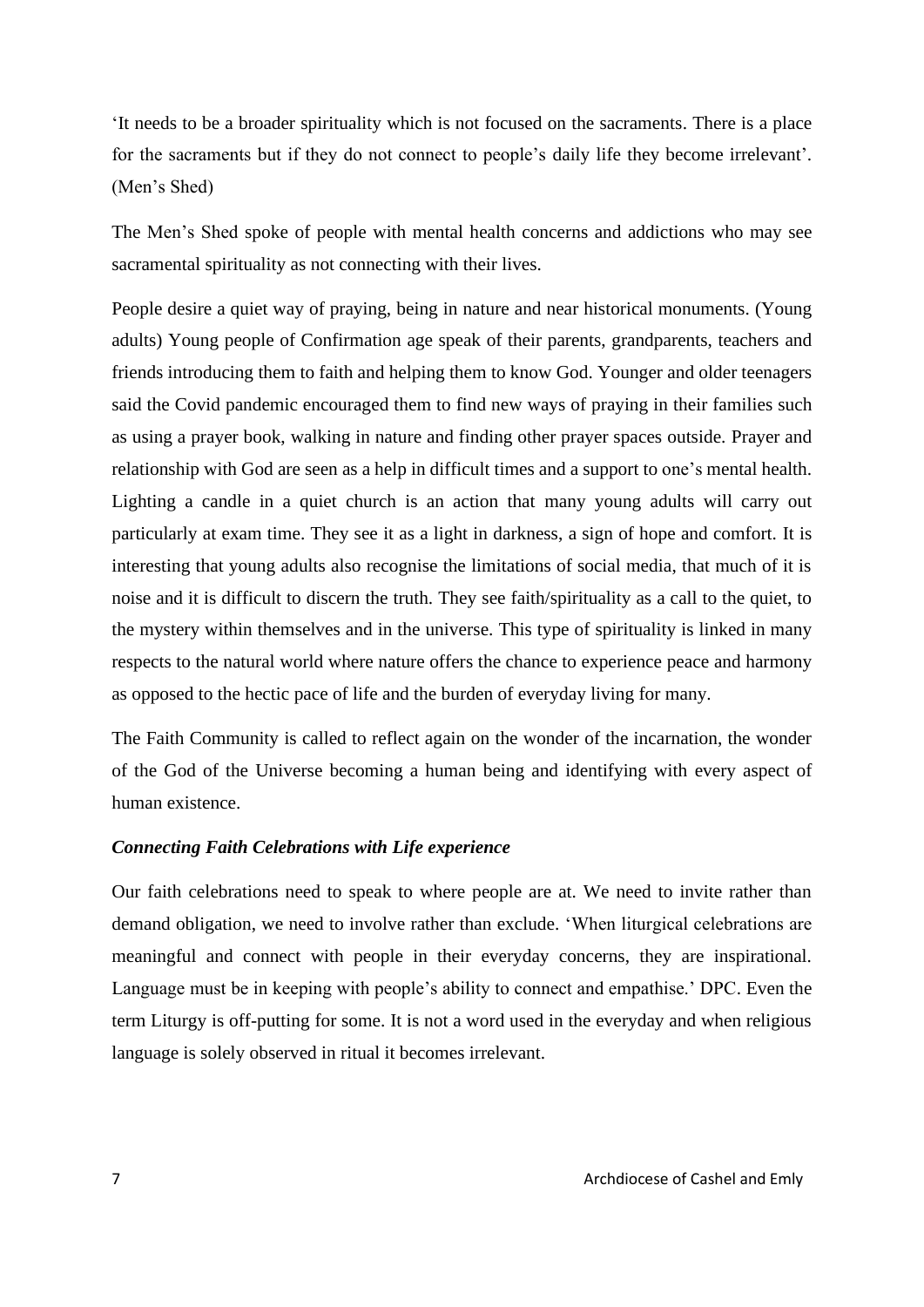'It needs to be a broader spirituality which is not focused on the sacraments. There is a place for the sacraments but if they do not connect to people's daily life they become irrelevant'. (Men's Shed)

The Men's Shed spoke of people with mental health concerns and addictions who may see sacramental spirituality as not connecting with their lives.

People desire a quiet way of praying, being in nature and near historical monuments. (Young adults) Young people of Confirmation age speak of their parents, grandparents, teachers and friends introducing them to faith and helping them to know God. Younger and older teenagers said the Covid pandemic encouraged them to find new ways of praying in their families such as using a prayer book, walking in nature and finding other prayer spaces outside. Prayer and relationship with God are seen as a help in difficult times and a support to one's mental health. Lighting a candle in a quiet church is an action that many young adults will carry out particularly at exam time. They see it as a light in darkness, a sign of hope and comfort. It is interesting that young adults also recognise the limitations of social media, that much of it is noise and it is difficult to discern the truth. They see faith/spirituality as a call to the quiet, to the mystery within themselves and in the universe. This type of spirituality is linked in many respects to the natural world where nature offers the chance to experience peace and harmony as opposed to the hectic pace of life and the burden of everyday living for many.

The Faith Community is called to reflect again on the wonder of the incarnation, the wonder of the God of the Universe becoming a human being and identifying with every aspect of human existence.

***Connecting Faith Celebrations with Life experience***

Our faith celebrations need to speak to where people are at. We need to invite rather than demand obligation, we need to involve rather than exclude. 'When liturgical celebrations are meaningful and connect with people in their everyday concerns, they are inspirational. Language must be in keeping with people's ability to connect and empathise.' DPC. Even the term Liturgy is off-putting for some. It is not a word used in the everyday and when religious language is solely observed in ritual it becomes irrelevant.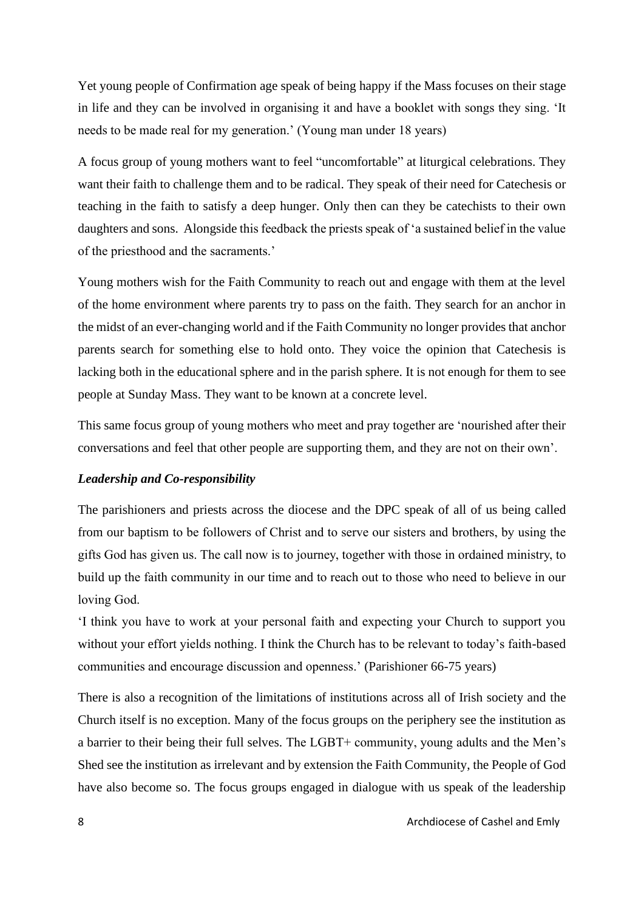Yet young people of Confirmation age speak of being happy if the Mass focuses on their stage in life and they can be involved in organising it and have a booklet with songs they sing. 'It needs to be made real for my generation.' (Young man under 18 years)

A focus group of young mothers want to feel "uncomfortable" at liturgical celebrations. They want their faith to challenge them and to be radical. They speak of their need for Catechesis or teaching in the faith to satisfy a deep hunger. Only then can they be catechists to their own daughters and sons. Alongside this feedback the priests speak of 'a sustained belief in the value of the priesthood and the sacraments.'

Young mothers wish for the Faith Community to reach out and engage with them at the level of the home environment where parents try to pass on the faith. They search for an anchor in the midst of an ever-changing world and if the Faith Community no longer provides that anchor parents search for something else to hold onto. They voice the opinion that Catechesis is lacking both in the educational sphere and in the parish sphere. It is not enough for them to see people at Sunday Mass. They want to be known at a concrete level.

This same focus group of young mothers who meet and pray together are 'nourished after their conversations and feel that other people are supporting them, and they are not on their own'.

### *Leadership and Co-responsibility*

The parishioners and priests across the diocese and the DPC speak of all of us being called from our baptism to be followers of Christ and to serve our sisters and brothers, by using the gifts God has given us. The call now is to journey, together with those in ordained ministry, to build up the faith community in our time and to reach out to those who need to believe in our loving God.

'I think you have to work at your personal faith and expecting your Church to support you without your effort yields nothing. I think the Church has to be relevant to today's faith-based communities and encourage discussion and openness.' (Parishioner 66-75 years)

There is also a recognition of the limitations of institutions across all of Irish society and the Church itself is no exception. Many of the focus groups on the periphery see the institution as a barrier to their being their full selves. The LGBT+ community, young adults and the Men's Shed see the institution as irrelevant and by extension the Faith Community, the People of God have also become so. The focus groups engaged in dialogue with us speak of the leadership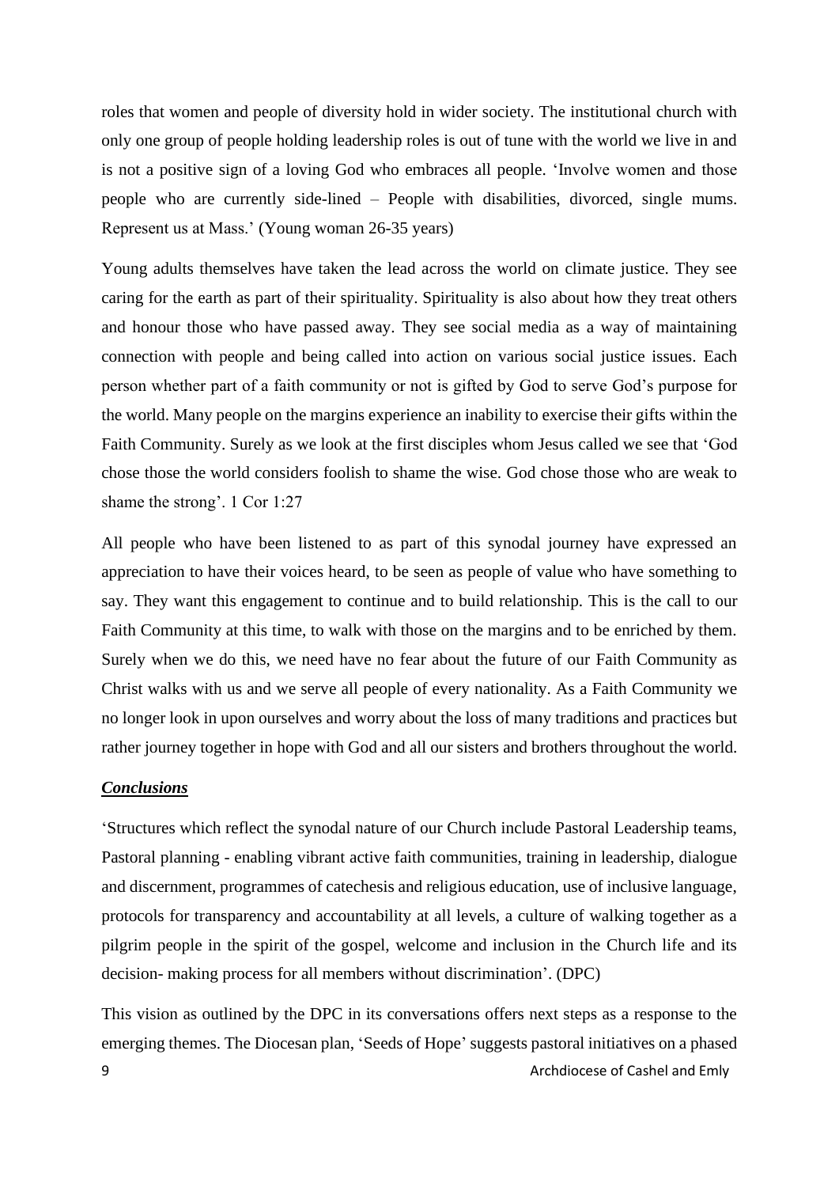roles that women and people of diversity hold in wider society. The institutional church with only one group of people holding leadership roles is out of tune with the world we live in and is not a positive sign of a loving God who embraces all people. 'Involve women and those people who are currently side-lined – People with disabilities, divorced, single mums. Represent us at Mass.' (Young woman 26-35 years)

Young adults themselves have taken the lead across the world on climate justice. They see caring for the earth as part of their spirituality. Spirituality is also about how they treat others and honour those who have passed away. They see social media as a way of maintaining connection with people and being called into action on various social justice issues. Each person whether part of a faith community or not is gifted by God to serve God's purpose for the world. Many people on the margins experience an inability to exercise their gifts within the Faith Community. Surely as we look at the first disciples whom Jesus called we see that 'God chose those the world considers foolish to shame the wise. God chose those who are weak to shame the strong'. 1 Cor 1:27

All people who have been listened to as part of this synodal journey have expressed an appreciation to have their voices heard, to be seen as people of value who have something to say. They want this engagement to continue and to build relationship. This is the call to our Faith Community at this time, to walk with those on the margins and to be enriched by them. Surely when we do this, we need have no fear about the future of our Faith Community as Christ walks with us and we serve all people of every nationality. As a Faith Community we no longer look in upon ourselves and worry about the loss of many traditions and practices but rather journey together in hope with God and all our sisters and brothers throughout the world.

## ***Conclusions***

'Structures which reflect the synodal nature of our Church include Pastoral Leadership teams, Pastoral planning - enabling vibrant active faith communities, training in leadership, dialogue and discernment, programmes of catechesis and religious education, use of inclusive language, protocols for transparency and accountability at all levels, a culture of walking together as a pilgrim people in the spirit of the gospel, welcome and inclusion in the Church life and its decision- making process for all members without discrimination'. (DPC)

This vision as outlined by the DPC in its conversations offers next steps as a response to the emerging themes. The Diocesan plan, 'Seeds of Hope' suggests pastoral initiatives on a phased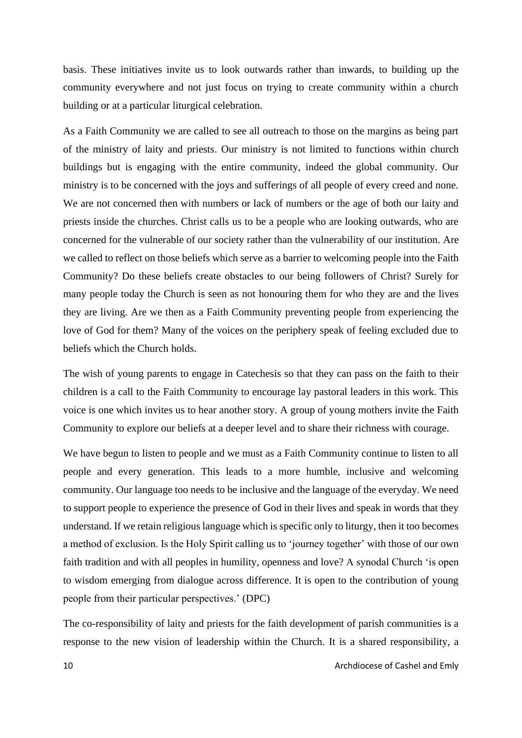basis. These initiatives invite us to look outwards rather than inwards, to building up the community everywhere and not just focus on trying to create community within a church building or at a particular liturgical celebration.

As a Faith Community we are called to see all outreach to those on the margins as being part of the ministry of laity and priests. Our ministry is not limited to functions within church buildings but is engaging with the entire community, indeed the global community. Our ministry is to be concerned with the joys and sufferings of all people of every creed and none. We are not concerned then with numbers or lack of numbers or the age of both our laity and priests inside the churches. Christ calls us to be a people who are looking outwards, who are concerned for the vulnerable of our society rather than the vulnerability of our institution. Are we called to reflect on those beliefs which serve as a barrier to welcoming people into the Faith Community? Do these beliefs create obstacles to our being followers of Christ? Surely for many people today the Church is seen as not honouring them for who they are and the lives they are living. Are we then as a Faith Community preventing people from experiencing the love of God for them? Many of the voices on the periphery speak of feeling excluded due to beliefs which the Church holds.

The wish of young parents to engage in Catechesis so that they can pass on the faith to their children is a call to the Faith Community to encourage lay pastoral leaders in this work. This voice is one which invites us to hear another story. A group of young mothers invite the Faith Community to explore our beliefs at a deeper level and to share their richness with courage.

We have begun to listen to people and we must as a Faith Community continue to listen to all people and every generation. This leads to a more humble, inclusive and welcoming community. Our language too needs to be inclusive and the language of the everyday. We need to support people to experience the presence of God in their lives and speak in words that they understand. If we retain religious language which is specific only to liturgy, then it too becomes a method of exclusion. Is the Holy Spirit calling us to 'journey together' with those of our own faith tradition and with all peoples in humility, openness and love? A synodal Church 'is open to wisdom emerging from dialogue across difference. It is open to the contribution of young people from their particular perspectives.' (DPC)

The co-responsibility of laity and priests for the faith development of parish communities is a response to the new vision of leadership within the Church. It is a shared responsibility, a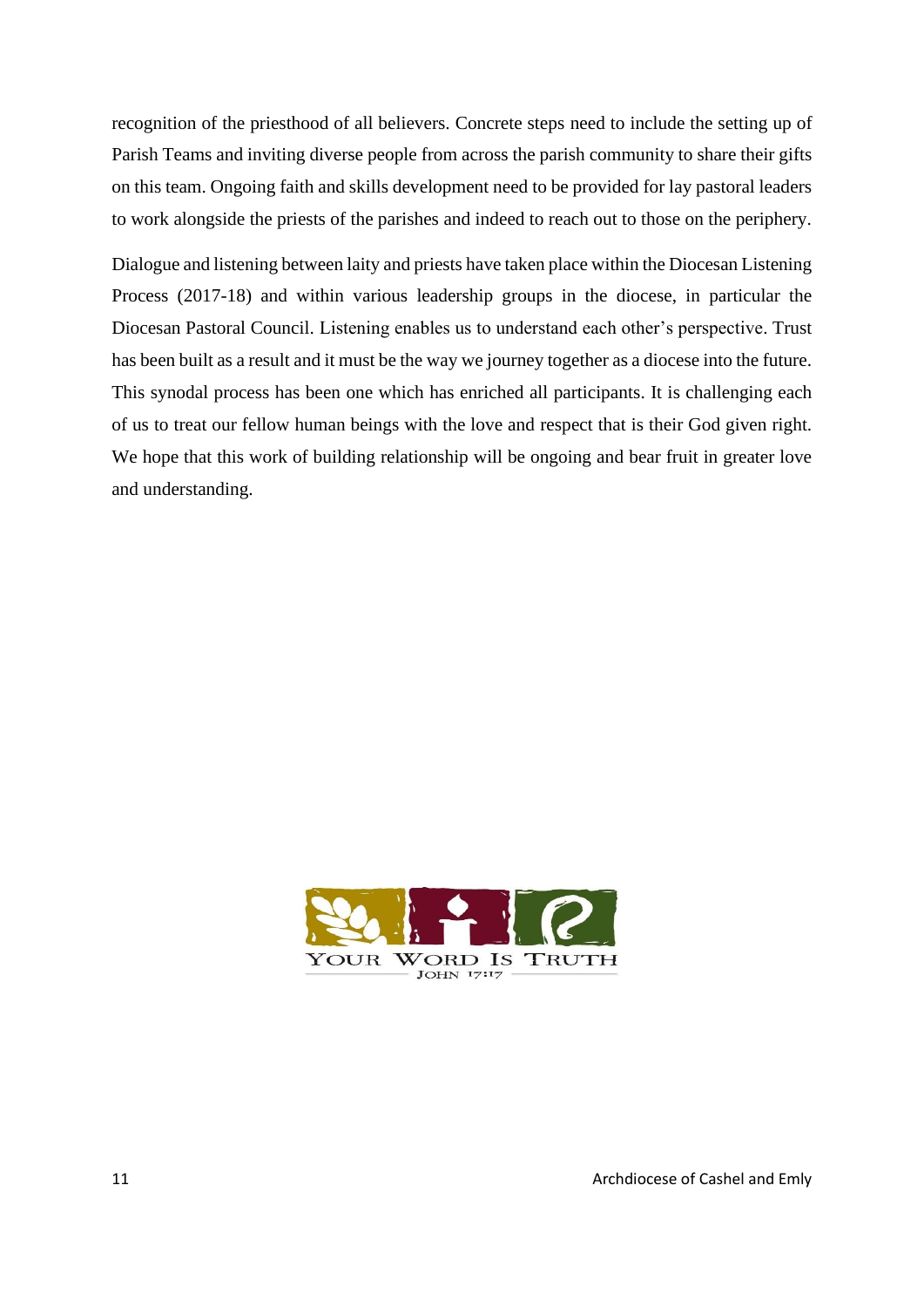recognition of the priesthood of all believers. Concrete steps need to include the setting up of Parish Teams and inviting diverse people from across the parish community to share their gifts on this team. Ongoing faith and skills development need to be provided for lay pastoral leaders to work alongside the priests of the parishes and indeed to reach out to those on the periphery.

Dialogue and listening between laity and priests have taken place within the Diocesan Listening Process (2017-18) and within various leadership groups in the diocese, in particular the Diocesan Pastoral Council. Listening enables us to understand each other's perspective. Trust has been built as a result and it must be the way we journey together as a diocese into the future. This synodal process has been one which has enriched all participants. It is challenging each of us to treat our fellow human beings with the love and respect that is their God given right. We hope that this work of building relationship will be ongoing and bear fruit in greater love and understanding.

YOUR WORD IS TRUTH
JOHN 17:17